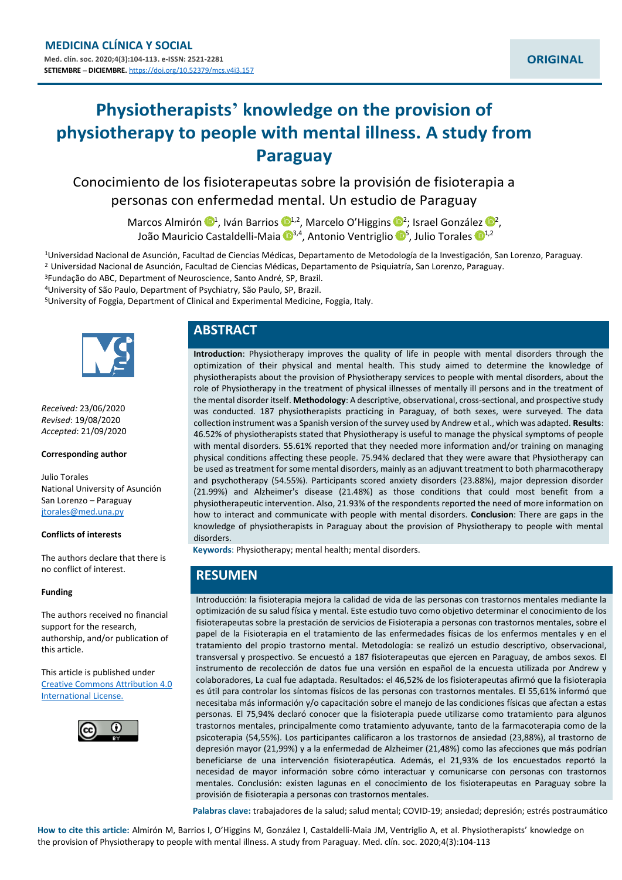MEDICINA CLÍNICA Y SOCIAL

Med. clín. soc. 2020;4(3):104-113. e-ISSN: 2521-2281

SETIEMBRE – DICIEMBRE. https://doi.org/10.52379/mcs.v4i3.157

ORIGINAL

# Physiotherapists' knowledge on the provision of physiotherapy to people with mental illness. A study from Paraguay

## Conocimiento de los fisioterapeutas sobre la provisión de fisioterapia a personas con enfermedad mental. Un estudio de Paraguay

Marcos Almirón [1], Iván Barrios [1,2], Marcelo O'Higgins [2]; Israel González [2], João Mauricio Castaldelli-Maia [3,4], Antonio Ventriglio [5], Julio Torales [1,2]

[1]Universidad Nacional de Asunción, Facultad de Ciencias Médicas, Departamento de Metodología de la Investigación, San Lorenzo, Paraguay.
[2] Universidad Nacional de Asunción, Facultad de Ciencias Médicas, Departamento de Psiquiatría, San Lorenzo, Paraguay.
[3]Fundação do ABC, Department of Neuroscience, Santo André, SP, Brazil.
[4]University of São Paulo, Department of Psychiatry, São Paulo, SP, Brazil.
[5]University of Foggia, Department of Clinical and Experimental Medicine, Foggia, Italy.

*Received*: 23/06/2020
*Revised*: 19/08/2020
*Accepted*: 21/09/2020

**Corresponding author**

Julio Torales
National University of Asunción
San Lorenzo – Paraguay
jtorales@med.una.py

**Conflicts of interests**

The authors declare that there is no conflict of interest.

**Funding**

The authors received no financial support for the research, authorship, and/or publication of this article.

This article is published under Creative Commons Attribution 4.0 International License.

## ABSTRACT

**Introduction**: Physiotherapy improves the quality of life in people with mental disorders through the optimization of their physical and mental health. This study aimed to determine the knowledge of physiotherapists about the provision of Physiotherapy services to people with mental disorders, about the role of Physiotherapy in the treatment of physical illnesses of mentally ill persons and in the treatment of the mental disorder itself. **Methodology**: A descriptive, observational, cross-sectional, and prospective study was conducted. 187 physiotherapists practicing in Paraguay, of both sexes, were surveyed. The data collection instrument was a Spanish version of the survey used by Andrew et al., which was adapted. **Results**: 46.52% of physiotherapists stated that Physiotherapy is useful to manage the physical symptoms of people with mental disorders. 55.61% reported that they needed more information and/or training on managing physical conditions affecting these people. 75.94% declared that they were aware that Physiotherapy can be used as treatment for some mental disorders, mainly as an adjuvant treatment to both pharmacotherapy and psychotherapy (54.55%). Participants scored anxiety disorders (23.88%), major depression disorder (21.99%) and Alzheimer's disease (21.48%) as those conditions that could most benefit from a physiotherapeutic intervention. Also, 21.93% of the respondents reported the need of more information on how to interact and communicate with people with mental disorders. **Conclusion**: There are gaps in the knowledge of physiotherapists in Paraguay about the provision of Physiotherapy to people with mental disorders.

**Keywords**: Physiotherapy; mental health; mental disorders.

## RESUMEN

Introducción: la fisioterapia mejora la calidad de vida de las personas con trastornos mentales mediante la optimización de su salud física y mental. Este estudio tuvo como objetivo determinar el conocimiento de los fisioterapeutas sobre la prestación de servicios de Fisioterapia a personas con trastornos mentales, sobre el papel de la Fisioterapia en el tratamiento de las enfermedades físicas de los enfermos mentales y en el tratamiento del propio trastorno mental. Metodología: se realizó un estudio descriptivo, observacional, transversal y prospectivo. Se encuestó a 187 fisioterapeutas que ejercen en Paraguay, de ambos sexos. El instrumento de recolección de datos fue una versión en español de la encuesta utilizada por Andrew y colaboradores, La cual fue adaptada. Resultados: el 46,52% de los fisioterapeutas afirmó que la fisioterapia es útil para controlar los síntomas físicos de las personas con trastornos mentales. El 55,61% informó que necesitaba más información y/o capacitación sobre el manejo de las condiciones físicas que afectan a estas personas. El 75,94% declaró conocer que la fisioterapia puede utilizarse como tratamiento para algunos trastornos mentales, principalmente como tratamiento adyuvante, tanto de la farmacoterapia como de la psicoterapia (54,55%). Los participantes calificaron a los trastornos de ansiedad (23,88%), al trastorno de depresión mayor (21,99%) y a la enfermedad de Alzheimer (21,48%) como las afecciones que más podrían beneficiarse de una intervención fisioterapéutica. Además, el 21,93% de los encuestados reportó la necesidad de mayor información sobre cómo interactuar y comunicarse con personas con trastornos mentales. Conclusión: existen lagunas en el conocimiento de los fisioterapeutas en Paraguay sobre la provisión de fisioterapia a personas con trastornos mentales.

**Palabras clave:** trabajadores de la salud; salud mental; COVID-19; ansiedad; depresión; estrés postraumático

**How to cite this article:** Almirón M, Barrios I, O'Higgins M, González I, Castaldelli-Maia JM, Ventriglio A, et al. Physiotherapists' knowledge on the provision of Physiotherapy to people with mental illness. A study from Paraguay. Med. clín. soc. 2020;4(3):104-113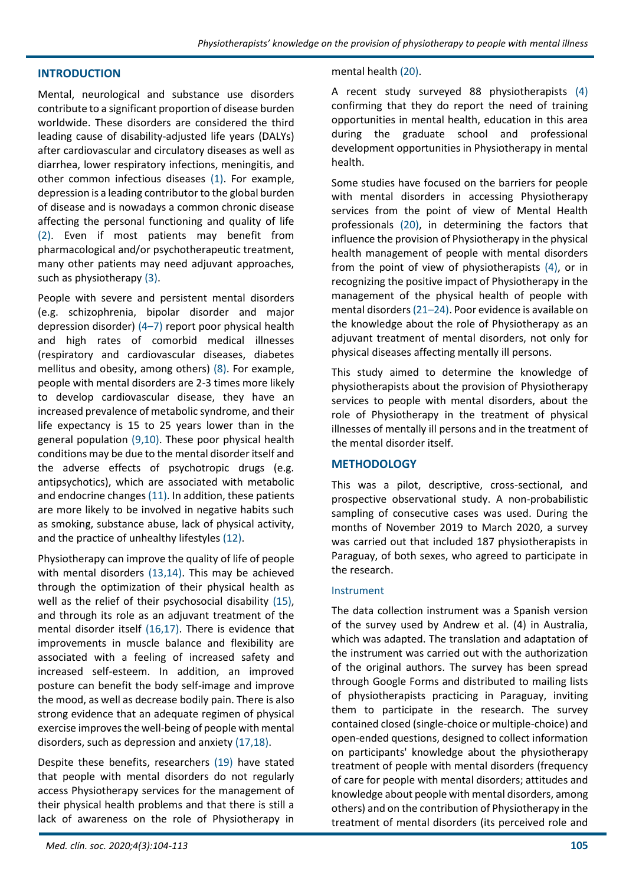## INTRODUCTION

Mental, neurological and substance use disorders contribute to a significant proportion of disease burden worldwide. These disorders are considered the third leading cause of disability-adjusted life years (DALYs) after cardiovascular and circulatory diseases as well as diarrhea, lower respiratory infections, meningitis, and other common infectious diseases (1). For example, depression is a leading contributor to the global burden of disease and is nowadays a common chronic disease affecting the personal functioning and quality of life (2). Even if most patients may benefit from pharmacological and/or psychotherapeutic treatment, many other patients may need adjuvant approaches, such as physiotherapy (3).

People with severe and persistent mental disorders (e.g. schizophrenia, bipolar disorder and major depression disorder) (4–7) report poor physical health and high rates of comorbid medical illnesses (respiratory and cardiovascular diseases, diabetes mellitus and obesity, among others) (8). For example, people with mental disorders are 2-3 times more likely to develop cardiovascular disease, they have an increased prevalence of metabolic syndrome, and their life expectancy is 15 to 25 years lower than in the general population (9,10). These poor physical health conditions may be due to the mental disorder itself and the adverse effects of psychotropic drugs (e.g. antipsychotics), which are associated with metabolic and endocrine changes (11). In addition, these patients are more likely to be involved in negative habits such as smoking, substance abuse, lack of physical activity, and the practice of unhealthy lifestyles (12).

Physiotherapy can improve the quality of life of people with mental disorders (13,14). This may be achieved through the optimization of their physical health as well as the relief of their psychosocial disability (15), and through its role as an adjuvant treatment of the mental disorder itself (16,17). There is evidence that improvements in muscle balance and flexibility are associated with a feeling of increased safety and increased self-esteem. In addition, an improved posture can benefit the body self-image and improve the mood, as well as decrease bodily pain. There is also strong evidence that an adequate regimen of physical exercise improves the well-being of people with mental disorders, such as depression and anxiety (17,18).

Despite these benefits, researchers (19) have stated that people with mental disorders do not regularly access Physiotherapy services for the management of their physical health problems and that there is still a lack of awareness on the role of Physiotherapy in mental health (20).

A recent study surveyed 88 physiotherapists (4) confirming that they do report the need of training opportunities in mental health, education in this area during the graduate school and professional development opportunities in Physiotherapy in mental health.

Some studies have focused on the barriers for people with mental disorders in accessing Physiotherapy services from the point of view of Mental Health professionals (20), in determining the factors that influence the provision of Physiotherapy in the physical health management of people with mental disorders from the point of view of physiotherapists (4), or in recognizing the positive impact of Physiotherapy in the management of the physical health of people with mental disorders (21–24). Poor evidence is available on the knowledge about the role of Physiotherapy as an adjuvant treatment of mental disorders, not only for physical diseases affecting mentally ill persons.

This study aimed to determine the knowledge of physiotherapists about the provision of Physiotherapy services to people with mental disorders, about the role of Physiotherapy in the treatment of physical illnesses of mentally ill persons and in the treatment of the mental disorder itself.

## METHODOLOGY

This was a pilot, descriptive, cross-sectional, and prospective observational study. A non-probabilistic sampling of consecutive cases was used. During the months of November 2019 to March 2020, a survey was carried out that included 187 physiotherapists in Paraguay, of both sexes, who agreed to participate in the research.

### Instrument

The data collection instrument was a Spanish version of the survey used by Andrew et al. (4) in Australia, which was adapted. The translation and adaptation of the instrument was carried out with the authorization of the original authors. The survey has been spread through Google Forms and distributed to mailing lists of physiotherapists practicing in Paraguay, inviting them to participate in the research. The survey contained closed (single-choice or multiple-choice) and open-ended questions, designed to collect information on participants' knowledge about the physiotherapy treatment of people with mental disorders (frequency of care for people with mental disorders; attitudes and knowledge about people with mental disorders, among others) and on the contribution of Physiotherapy in the treatment of mental disorders (its perceived role and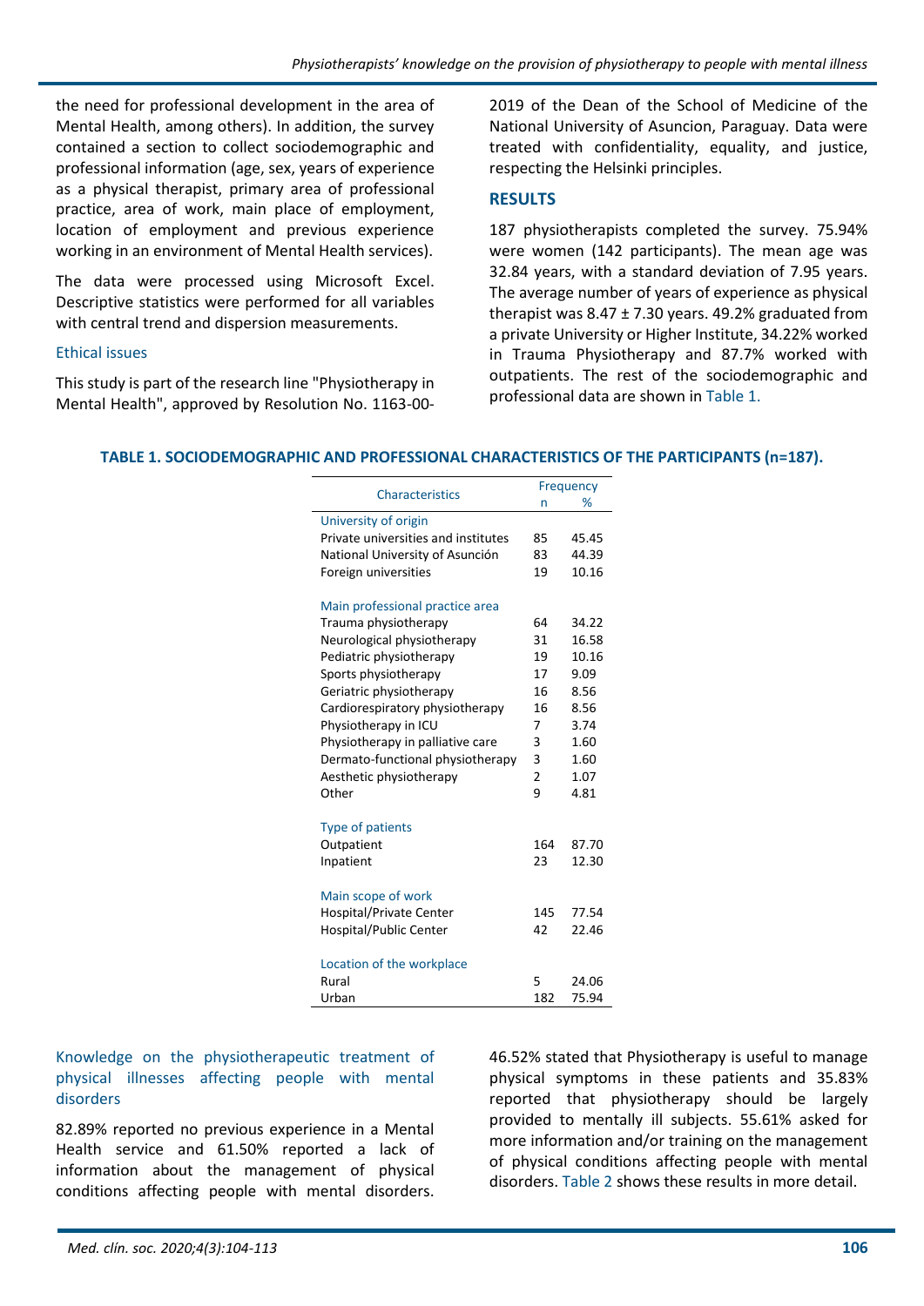the need for professional development in the area of Mental Health, among others). In addition, the survey contained a section to collect sociodemographic and professional information (age, sex, years of experience as a physical therapist, primary area of professional practice, area of work, main place of employment, location of employment and previous experience working in an environment of Mental Health services).

The data were processed using Microsoft Excel. Descriptive statistics were performed for all variables with central trend and dispersion measurements.

### Ethical issues

This study is part of the research line "Physiotherapy in Mental Health", approved by Resolution No. 1163-00-2019 of the Dean of the School of Medicine of the National University of Asuncion, Paraguay. Data were treated with confidentiality, equality, and justice, respecting the Helsinki principles.

## RESULTS

187 physiotherapists completed the survey. 75.94% were women (142 participants). The mean age was 32.84 years, with a standard deviation of 7.95 years. The average number of years of experience as physical therapist was 8.47 ± 7.30 years. 49.2% graduated from a private University or Higher Institute, 34.22% worked in Trauma Physiotherapy and 87.7% worked with outpatients. The rest of the sociodemographic and professional data are shown in Table 1.

**TABLE 1. SOCIODEMOGRAPHIC AND PROFESSIONAL CHARACTERISTICS OF THE PARTICIPANTS (n=187).**

| Characteristics | Frequency | |
|---|---|---|
| | n | % |
| University of origin | | |
| Private universities and institutes | 85 | 45.45 |
| National University of Asunción | 83 | 44.39 |
| Foreign universities | 19 | 10.16 |
| Main professional practice area | | |
| Trauma physiotherapy | 64 | 34.22 |
| Neurological physiotherapy | 31 | 16.58 |
| Pediatric physiotherapy | 19 | 10.16 |
| Sports physiotherapy | 17 | 9.09 |
| Geriatric physiotherapy | 16 | 8.56 |
| Cardiorespiratory physiotherapy | 16 | 8.56 |
| Physiotherapy in ICU | 7 | 3.74 |
| Physiotherapy in palliative care | 3 | 1.60 |
| Dermato-functional physiotherapy | 3 | 1.60 |
| Aesthetic physiotherapy | 2 | 1.07 |
| Other | 9 | 4.81 |
| Type of patients | | |
| Outpatient | 164 | 87.70 |
| Inpatient | 23 | 12.30 |
| Main scope of work | | |
| Hospital/Private Center | 145 | 77.54 |
| Hospital/Public Center | 42 | 22.46 |
| Location of the workplace | | |
| Rural | 5 | 24.06 |
| Urban | 182 | 75.94 |

### Knowledge on the physiotherapeutic treatment of physical illnesses affecting people with mental disorders

82.89% reported no previous experience in a Mental Health service and 61.50% reported a lack of information about the management of physical conditions affecting people with mental disorders. 46.52% stated that Physiotherapy is useful to manage physical symptoms in these patients and 35.83% reported that physiotherapy should be largely provided to mentally ill subjects. 55.61% asked for more information and/or training on the management of physical conditions affecting people with mental disorders. Table 2 shows these results in more detail.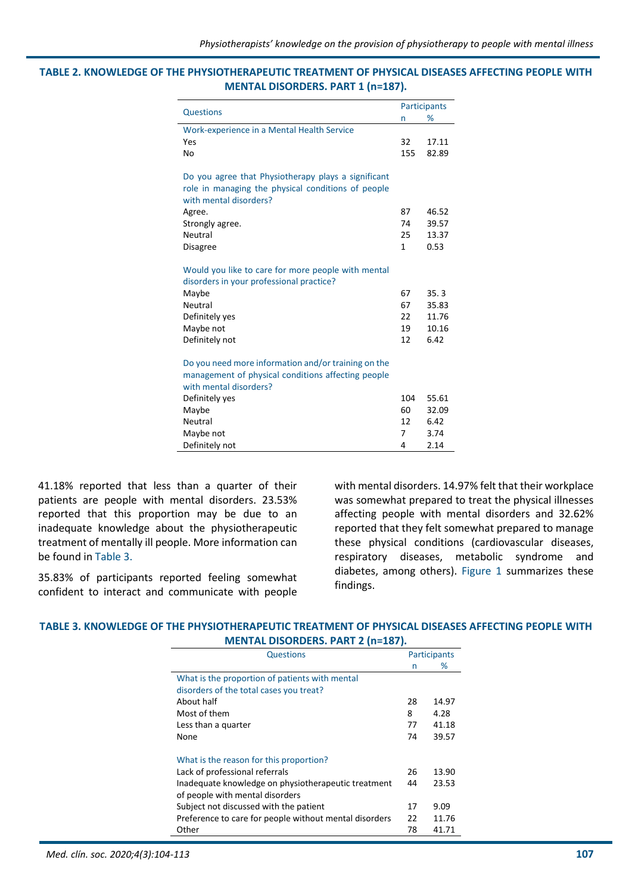**TABLE 2. KNOWLEDGE OF THE PHYSIOTHERAPEUTIC TREATMENT OF PHYSICAL DISEASES AFFECTING PEOPLE WITH MENTAL DISORDERS. PART 1 (n=187).**

| Questions | Participants | |
|---|---|---|
| | n | % |
| Work-experience in a Mental Health Service | | |
| Yes | 32 | 17.11 |
| No | 155 | 82.89 |
| Do you agree that Physiotherapy plays a significant role in managing the physical conditions of people with mental disorders? | | |
| Agree. | 87 | 46.52 |
| Strongly agree. | 74 | 39.57 |
| Neutral | 25 | 13.37 |
| Disagree | 1 | 0.53 |
| Would you like to care for more people with mental disorders in your professional practice? | | |
| Maybe | 67 | 35. 3 |
| Neutral | 67 | 35.83 |
| Definitely yes | 22 | 11.76 |
| Maybe not | 19 | 10.16 |
| Definitely not | 12 | 6.42 |
| Do you need more information and/or training on the management of physical conditions affecting people with mental disorders? | | |
| Definitely yes | 104 | 55.61 |
| Maybe | 60 | 32.09 |
| Neutral | 12 | 6.42 |
| Maybe not | 7 | 3.74 |
| Definitely not | 4 | 2.14 |

41.18% reported that less than a quarter of their patients are people with mental disorders. 23.53% reported that this proportion may be due to an inadequate knowledge about the physiotherapeutic treatment of mentally ill people. More information can be found in Table 3.

35.83% of participants reported feeling somewhat confident to interact and communicate with people with mental disorders. 14.97% felt that their workplace was somewhat prepared to treat the physical illnesses affecting people with mental disorders and 32.62% reported that they felt somewhat prepared to manage these physical conditions (cardiovascular diseases, respiratory diseases, metabolic syndrome and diabetes, among others). Figure 1 summarizes these findings.

**TABLE 3. KNOWLEDGE OF THE PHYSIOTHERAPEUTIC TREATMENT OF PHYSICAL DISEASES AFFECTING PEOPLE WITH MENTAL DISORDERS. PART 2 (n=187).**

| Questions | Participants | |
|---|---|---|
| | n | % |
| What is the proportion of patients with mental disorders of the total cases you treat? | | |
| About half | 28 | 14.97 |
| Most of them | 8 | 4.28 |
| Less than a quarter | 77 | 41.18 |
| None | 74 | 39.57 |
| What is the reason for this proportion? | | |
| Lack of professional referrals | 26 | 13.90 |
| Inadequate knowledge on physiotherapeutic treatment of people with mental disorders | 44 | 23.53 |
| Subject not discussed with the patient | 17 | 9.09 |
| Preference to care for people without mental disorders | 22 | 11.76 |
| Other | 78 | 41.71 |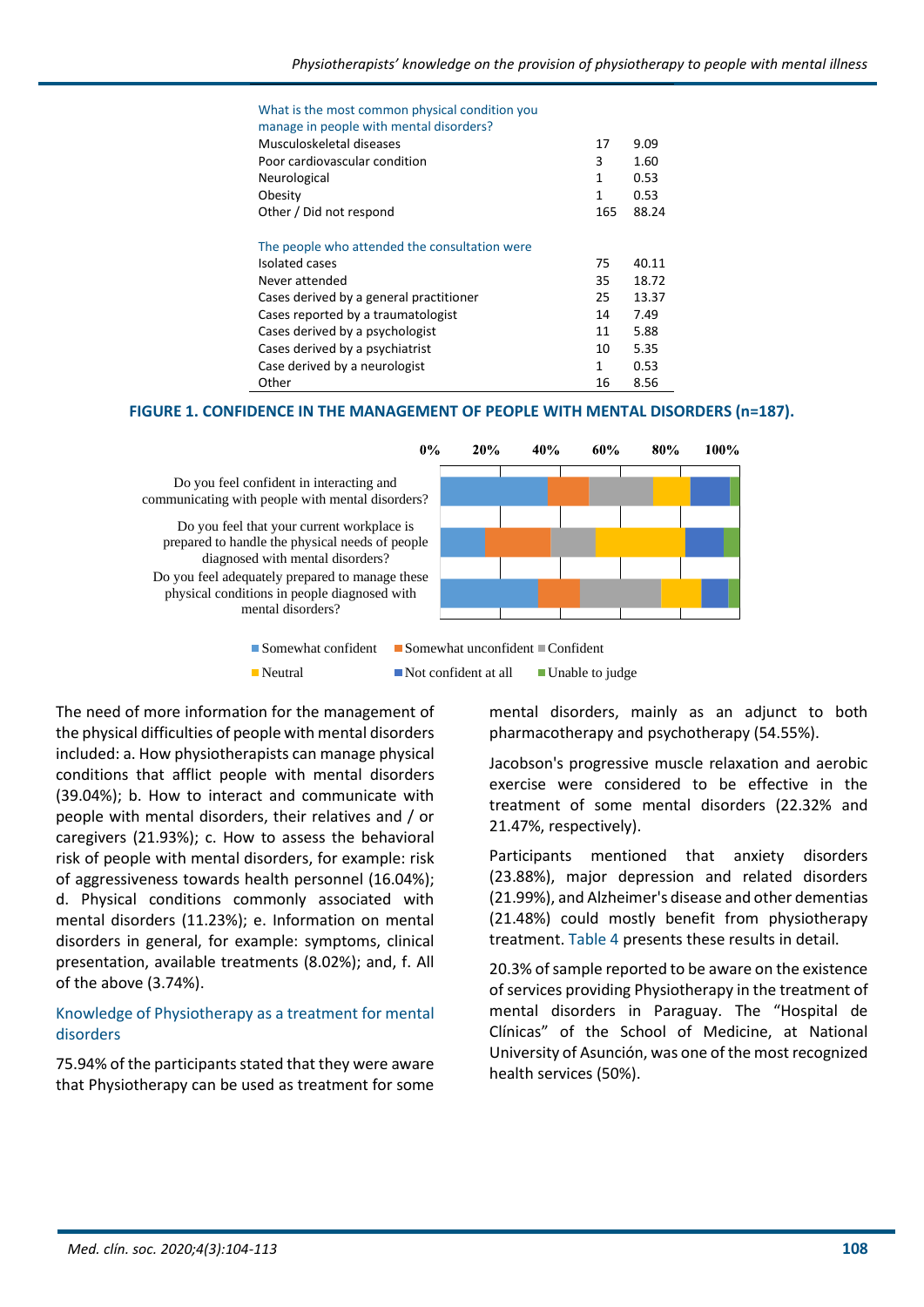| | | |
|---|---|---|
| What is the most common physical condition you manage in people with mental disorders? | | |
| Musculoskeletal diseases | 17 | 9.09 |
| Poor cardiovascular condition | 3 | 1.60 |
| Neurological | 1 | 0.53 |
| Obesity | 1 | 0.53 |
| Other / Did not respond | 165 | 88.24 |
| The people who attended the consultation were | | |
| Isolated cases | 75 | 40.11 |
| Never attended | 35 | 18.72 |
| Cases derived by a general practitioner | 25 | 13.37 |
| Cases reported by a traumatologist | 14 | 7.49 |
| Cases derived by a psychologist | 11 | 5.88 |
| Cases derived by a psychiatrist | 10 | 5.35 |
| Case derived by a neurologist | 1 | 0.53 |
| Other | 16 | 8.56 |

**FIGURE 1. CONFIDENCE IN THE MANAGEMENT OF PEOPLE WITH MENTAL DISORDERS (n=187).**

0% 20% 40% 60% 80% 100%

Do you feel confident in interacting and communicating with people with mental disorders?

Do you feel that your current workplace is prepared to handle the physical needs of people diagnosed with mental disorders?

Do you feel adequately prepared to manage these physical conditions in people diagnosed with mental disorders?

Somewhat confident | Somewhat unconfident | Confident | Neutral | Not confident at all | Unable to judge

The need of more information for the management of the physical difficulties of people with mental disorders included: a. How physiotherapists can manage physical conditions that afflict people with mental disorders (39.04%); b. How to interact and communicate with people with mental disorders, their relatives and / or caregivers (21.93%); c. How to assess the behavioral risk of people with mental disorders, for example: risk of aggressiveness towards health personnel (16.04%); d. Physical conditions commonly associated with mental disorders (11.23%); e. Information on mental disorders in general, for example: symptoms, clinical presentation, available treatments (8.02%); and, f. All of the above (3.74%).

## Knowledge of Physiotherapy as a treatment for mental disorders

75.94% of the participants stated that they were aware that Physiotherapy can be used as treatment for some mental disorders, mainly as an adjunct to both pharmacotherapy and psychotherapy (54.55%).

Jacobson's progressive muscle relaxation and aerobic exercise were considered to be effective in the treatment of some mental disorders (22.32% and 21.47%, respectively).

Participants mentioned that anxiety disorders (23.88%), major depression and related disorders (21.99%), and Alzheimer's disease and other dementias (21.48%) could mostly benefit from physiotherapy treatment. Table 4 presents these results in detail.

20.3% of sample reported to be aware on the existence of services providing Physiotherapy in the treatment of mental disorders in Paraguay. The "Hospital de Clínicas" of the School of Medicine, at National University of Asunción, was one of the most recognized health services (50%).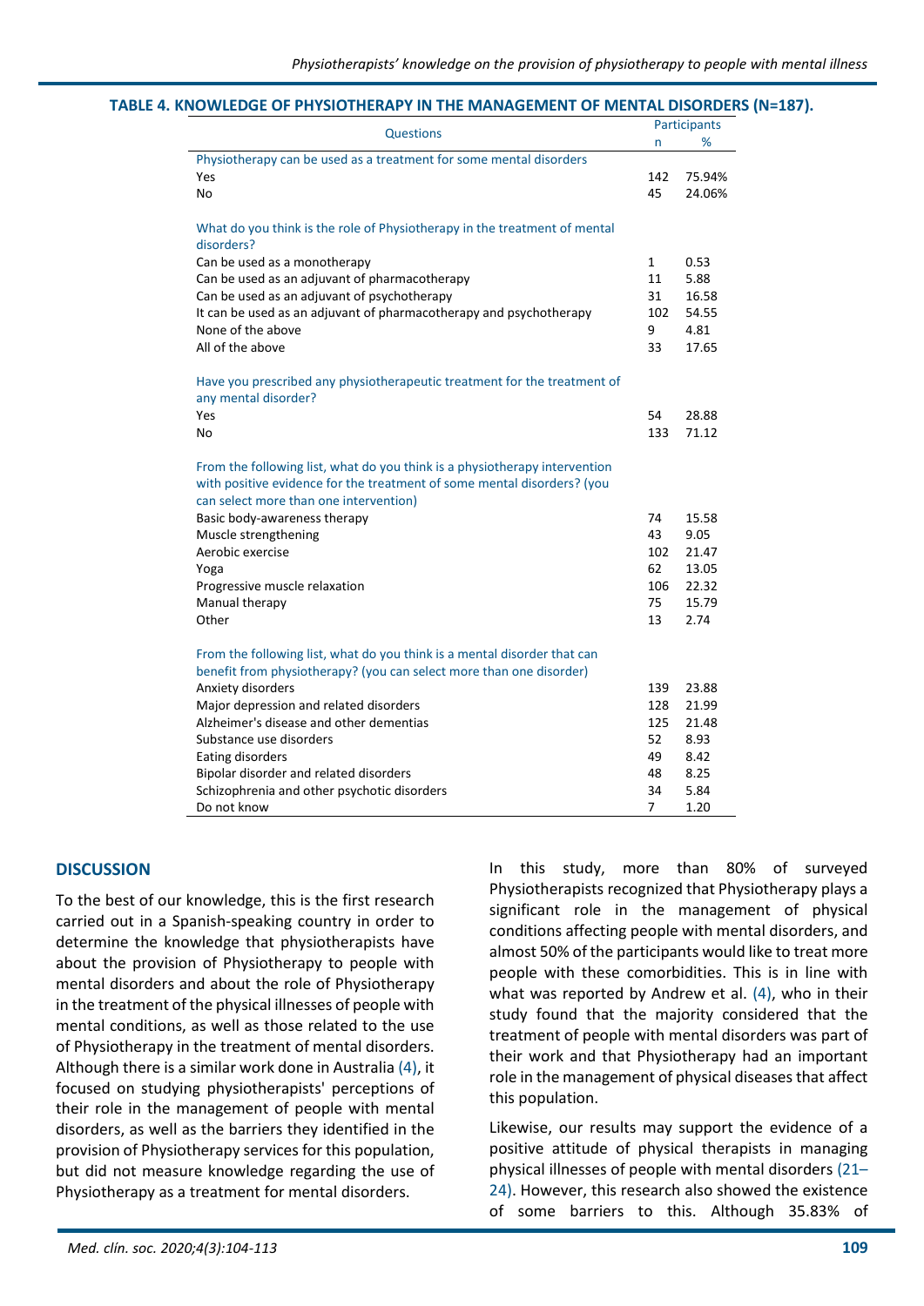**TABLE 4. KNOWLEDGE OF PHYSIOTHERAPY IN THE MANAGEMENT OF MENTAL DISORDERS (N=187).**

| Questions | Participants | |
|---|---|---|
| | n | % |
| Physiotherapy can be used as a treatment for some mental disorders | | |
| Yes | 142 | 75.94% |
| No | 45 | 24.06% |
| What do you think is the role of Physiotherapy in the treatment of mental disorders? | | |
| Can be used as a monotherapy | 1 | 0.53 |
| Can be used as an adjuvant of pharmacotherapy | 11 | 5.88 |
| Can be used as an adjuvant of psychotherapy | 31 | 16.58 |
| It can be used as an adjuvant of pharmacotherapy and psychotherapy | 102 | 54.55 |
| None of the above | 9 | 4.81 |
| All of the above | 33 | 17.65 |
| Have you prescribed any physiotherapeutic treatment for the treatment of any mental disorder? | | |
| Yes | 54 | 28.88 |
| No | 133 | 71.12 |
| From the following list, what do you think is a physiotherapy intervention with positive evidence for the treatment of some mental disorders? (you can select more than one intervention) | | |
| Basic body-awareness therapy | 74 | 15.58 |
| Muscle strengthening | 43 | 9.05 |
| Aerobic exercise | 102 | 21.47 |
| Yoga | 62 | 13.05 |
| Progressive muscle relaxation | 106 | 22.32 |
| Manual therapy | 75 | 15.79 |
| Other | 13 | 2.74 |
| From the following list, what do you think is a mental disorder that can benefit from physiotherapy? (you can select more than one disorder) | | |
| Anxiety disorders | 139 | 23.88 |
| Major depression and related disorders | 128 | 21.99 |
| Alzheimer's disease and other dementias | 125 | 21.48 |
| Substance use disorders | 52 | 8.93 |
| Eating disorders | 49 | 8.42 |
| Bipolar disorder and related disorders | 48 | 8.25 |
| Schizophrenia and other psychotic disorders | 34 | 5.84 |
| Do not know | 7 | 1.20 |

## DISCUSSION

To the best of our knowledge, this is the first research carried out in a Spanish-speaking country in order to determine the knowledge that physiotherapists have about the provision of Physiotherapy to people with mental disorders and about the role of Physiotherapy in the treatment of the physical illnesses of people with mental conditions, as well as those related to the use of Physiotherapy in the treatment of mental disorders. Although there is a similar work done in Australia (4), it focused on studying physiotherapists' perceptions of their role in the management of people with mental disorders, as well as the barriers they identified in the provision of Physiotherapy services for this population, but did not measure knowledge regarding the use of Physiotherapy as a treatment for mental disorders.

In this study, more than 80% of surveyed Physiotherapists recognized that Physiotherapy plays a significant role in the management of physical conditions affecting people with mental disorders, and almost 50% of the participants would like to treat more people with these comorbidities. This is in line with what was reported by Andrew et al. (4), who in their study found that the majority considered that the treatment of people with mental disorders was part of their work and that Physiotherapy had an important role in the management of physical diseases that affect this population.

Likewise, our results may support the evidence of a positive attitude of physical therapists in managing physical illnesses of people with mental disorders (21–24). However, this research also showed the existence of some barriers to this. Although 35.83% of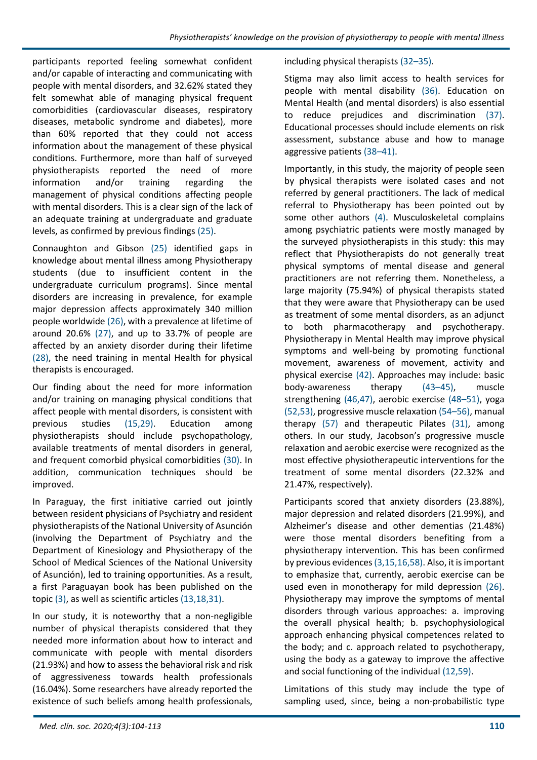participants reported feeling somewhat confident and/or capable of interacting and communicating with people with mental disorders, and 32.62% stated they felt somewhat able of managing physical frequent comorbidities (cardiovascular diseases, respiratory diseases, metabolic syndrome and diabetes), more than 60% reported that they could not access information about the management of these physical conditions. Furthermore, more than half of surveyed physiotherapists reported the need of more information and/or training regarding the management of physical conditions affecting people with mental disorders. This is a clear sign of the lack of an adequate training at undergraduate and graduate levels, as confirmed by previous findings (25).

Connaughton and Gibson (25) identified gaps in knowledge about mental illness among Physiotherapy students (due to insufficient content in the undergraduate curriculum programs). Since mental disorders are increasing in prevalence, for example major depression affects approximately 340 million people worldwide (26), with a prevalence at lifetime of around 20.6% (27), and up to 33.7% of people are affected by an anxiety disorder during their lifetime (28), the need training in mental Health for physical therapists is encouraged.

Our finding about the need for more information and/or training on managing physical conditions that affect people with mental disorders, is consistent with previous studies (15,29). Education among physiotherapists should include psychopathology, available treatments of mental disorders in general, and frequent comorbid physical comorbidities (30). In addition, communication techniques should be improved.

In Paraguay, the first initiative carried out jointly between resident physicians of Psychiatry and resident physiotherapists of the National University of Asunción (involving the Department of Psychiatry and the Department of Kinesiology and Physiotherapy of the School of Medical Sciences of the National University of Asunción), led to training opportunities. As a result, a first Paraguayan book has been published on the topic (3), as well as scientific articles (13,18,31).

In our study, it is noteworthy that a non-negligible number of physical therapists considered that they needed more information about how to interact and communicate with people with mental disorders (21.93%) and how to assess the behavioral risk and risk of aggressiveness towards health professionals (16.04%). Some researchers have already reported the existence of such beliefs among health professionals, including physical therapists (32–35).

Stigma may also limit access to health services for people with mental disability (36). Education on Mental Health (and mental disorders) is also essential to reduce prejudices and discrimination (37). Educational processes should include elements on risk assessment, substance abuse and how to manage aggressive patients (38–41).

Importantly, in this study, the majority of people seen by physical therapists were isolated cases and not referred by general practitioners. The lack of medical referral to Physiotherapy has been pointed out by some other authors (4). Musculoskeletal complains among psychiatric patients were mostly managed by the surveyed physiotherapists in this study: this may reflect that Physiotherapists do not generally treat physical symptoms of mental disease and general practitioners are not referring them. Nonetheless, a large majority (75.94%) of physical therapists stated that they were aware that Physiotherapy can be used as treatment of some mental disorders, as an adjunct to both pharmacotherapy and psychotherapy. Physiotherapy in Mental Health may improve physical symptoms and well-being by promoting functional movement, awareness of movement, activity and physical exercise (42). Approaches may include: basic body-awareness therapy (43–45), muscle strengthening (46,47), aerobic exercise (48–51), yoga (52,53), progressive muscle relaxation (54–56), manual therapy (57) and therapeutic Pilates (31), among others. In our study, Jacobson's progressive muscle relaxation and aerobic exercise were recognized as the most effective physiotherapeutic interventions for the treatment of some mental disorders (22.32% and 21.47%, respectively).

Participants scored that anxiety disorders (23.88%), major depression and related disorders (21.99%), and Alzheimer's disease and other dementias (21.48%) were those mental disorders benefiting from a physiotherapy intervention. This has been confirmed by previous evidences (3,15,16,58). Also, it is important to emphasize that, currently, aerobic exercise can be used even in monotherapy for mild depression (26). Physiotherapy may improve the symptoms of mental disorders through various approaches: a. improving the overall physical health; b. psychophysiological approach enhancing physical competences related to the body; and c. approach related to psychotherapy, using the body as a gateway to improve the affective and social functioning of the individual (12,59).

Limitations of this study may include the type of sampling used, since, being a non-probabilistic type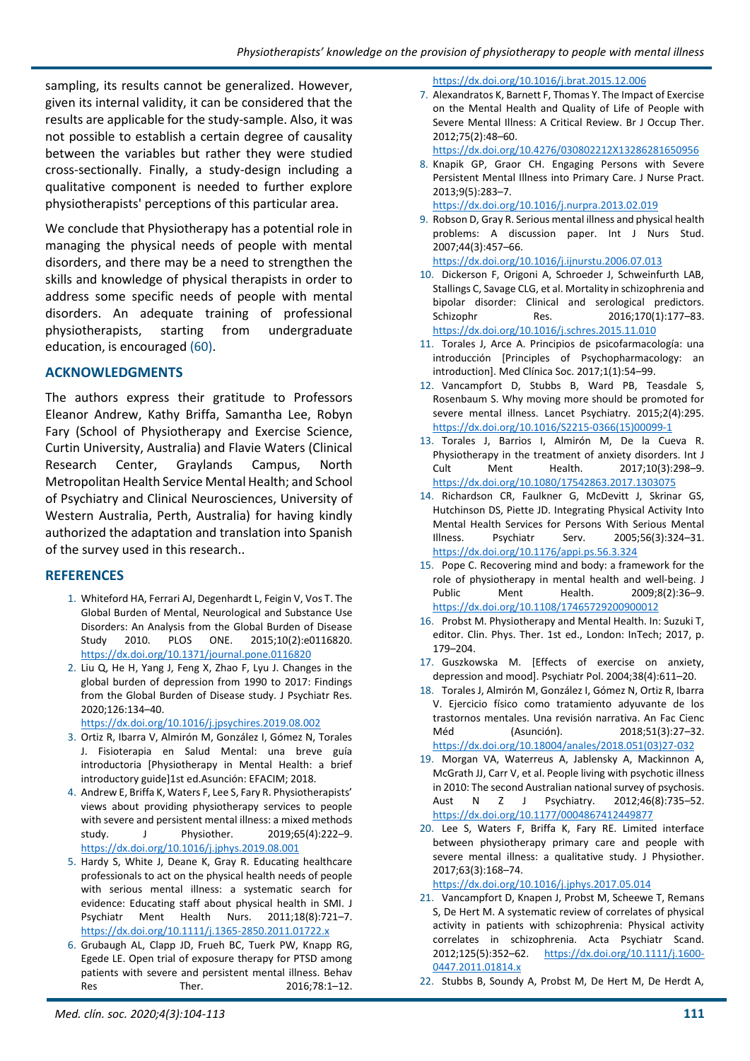sampling, its results cannot be generalized. However, given its internal validity, it can be considered that the results are applicable for the study-sample. Also, it was not possible to establish a certain degree of causality between the variables but rather they were studied cross-sectionally. Finally, a study-design including a qualitative component is needed to further explore physiotherapists' perceptions of this particular area.

We conclude that Physiotherapy has a potential role in managing the physical needs of people with mental disorders, and there may be a need to strengthen the skills and knowledge of physical therapists in order to address some specific needs of people with mental disorders. An adequate training of professional physiotherapists, starting from undergraduate education, is encouraged (60).

## ACKNOWLEDGMENTS

The authors express their gratitude to Professors Eleanor Andrew, Kathy Briffa, Samantha Lee, Robyn Fary (School of Physiotherapy and Exercise Science, Curtin University, Australia) and Flavie Waters (Clinical Research Center, Graylands Campus, North Metropolitan Health Service Mental Health; and School of Psychiatry and Clinical Neurosciences, University of Western Australia, Perth, Australia) for having kindly authorized the adaptation and translation into Spanish of the survey used in this research..

## REFERENCES

1. Whiteford HA, Ferrari AJ, Degenhardt L, Feigin V, Vos T. The Global Burden of Mental, Neurological and Substance Use Disorders: An Analysis from the Global Burden of Disease Study 2010. PLOS ONE. 2015;10(2):e0116820. https://dx.doi.org/10.1371/journal.pone.0116820
2. Liu Q, He H, Yang J, Feng X, Zhao F, Lyu J. Changes in the global burden of depression from 1990 to 2017: Findings from the Global Burden of Disease study. J Psychiatr Res. 2020;126:134–40. https://dx.doi.org/10.1016/j.jpsychires.2019.08.002
3. Ortiz R, Ibarra V, Almirón M, González I, Gómez N, Torales J. Fisioterapia en Salud Mental: una breve guía introductoria [Physiotherapy in Mental Health: a brief introductory guide]1st ed.Asunción: EFACIM; 2018.
4. Andrew E, Briffa K, Waters F, Lee S, Fary R. Physiotherapists' views about providing physiotherapy services to people with severe and persistent mental illness: a mixed methods study. J Physiother. 2019;65(4):222–9. https://dx.doi.org/10.1016/j.jphys.2019.08.001
5. Hardy S, White J, Deane K, Gray R. Educating healthcare professionals to act on the physical health needs of people with serious mental illness: a systematic search for evidence: Educating staff about physical health in SMI. J Psychiatr Ment Health Nurs. 2011;18(8):721–7. https://dx.doi.org/10.1111/j.1365-2850.2011.01722.x
6. Grubaugh AL, Clapp JD, Frueh BC, Tuerk PW, Knapp RG, Egede LE. Open trial of exposure therapy for PTSD among patients with severe and persistent mental illness. Behav Res Ther. 2016;78:1–12. https://dx.doi.org/10.1016/j.brat.2015.12.006
7. Alexandratos K, Barnett F, Thomas Y. The Impact of Exercise on the Mental Health and Quality of Life of People with Severe Mental Illness: A Critical Review. Br J Occup Ther. 2012;75(2):48–60. https://dx.doi.org/10.4276/030802212X13286281650956
8. Knapik GP, Graor CH. Engaging Persons with Severe Persistent Mental Illness into Primary Care. J Nurse Pract. 2013;9(5):283–7. https://dx.doi.org/10.1016/j.nurpra.2013.02.019
9. Robson D, Gray R. Serious mental illness and physical health problems: A discussion paper. Int J Nurs Stud. 2007;44(3):457–66. https://dx.doi.org/10.1016/j.ijnurstu.2006.07.013
10. Dickerson F, Origoni A, Schroeder J, Schweinfurth LAB, Stallings C, Savage CLG, et al. Mortality in schizophrenia and bipolar disorder: Clinical and serological predictors. Schizophr Res. 2016;170(1):177–83. https://dx.doi.org/10.1016/j.schres.2015.11.010
11. Torales J, Arce A. Principios de psicofarmacología: una introducción [Principles of Psychopharmacology: an introduction]. Med Clínica Soc. 2017;1(1):54–99.
12. Vancampfort D, Stubbs B, Ward PB, Teasdale S, Rosenbaum S. Why moving more should be promoted for severe mental illness. Lancet Psychiatry. 2015;2(4):295. https://dx.doi.org/10.1016/S2215-0366(15)00099-1
13. Torales J, Barrios I, Almirón M, De la Cueva R. Physiotherapy in the treatment of anxiety disorders. Int J Cult Ment Health. 2017;10(3):298–9. https://dx.doi.org/10.1080/17542863.2017.1303075
14. Richardson CR, Faulkner G, McDevitt J, Skrinar GS, Hutchinson DS, Piette JD. Integrating Physical Activity Into Mental Health Services for Persons With Serious Mental Illness. Psychiatr Serv. 2005;56(3):324–31. https://dx.doi.org/10.1176/appi.ps.56.3.324
15. Pope C. Recovering mind and body: a framework for the role of physiotherapy in mental health and well-being. J Public Ment Health. 2009;8(2):36–9. https://dx.doi.org/10.1108/17465729200900012
16. Probst M. Physiotherapy and Mental Health. In: Suzuki T, editor. Clin. Phys. Ther. 1st ed., London: InTech; 2017, p. 179–204.
17. Guszkowska M. [Effects of exercise on anxiety, depression and mood]. Psychiatr Pol. 2004;38(4):611–20.
18. Torales J, Almirón M, González I, Gómez N, Ortiz R, Ibarra V. Ejercicio físico como tratamiento adyuvante de los trastornos mentales. Una revisión narrativa. An Fac Cienc Méd (Asunción). 2018;51(3):27–32. https://dx.doi.org/10.18004/anales/2018.051(03)27-032
19. Morgan VA, Waterreus A, Jablensky A, Mackinnon A, McGrath JJ, Carr V, et al. People living with psychotic illness in 2010: The second Australian national survey of psychosis. Aust N Z J Psychiatry. 2012;46(8):735–52. https://dx.doi.org/10.1177/0004867412449877
20. Lee S, Waters F, Briffa K, Fary RE. Limited interface between physiotherapy primary care and people with severe mental illness: a qualitative study. J Physiother. 2017;63(3):168–74. https://dx.doi.org/10.1016/j.jphys.2017.05.014
21. Vancampfort D, Knapen J, Probst M, Scheewe T, Remans S, De Hert M. A systematic review of correlates of physical activity in patients with schizophrenia: Physical activity correlates in schizophrenia. Acta Psychiatr Scand. 2012;125(5):352–62. https://dx.doi.org/10.1111/j.1600-0447.2011.01814.x
22. Stubbs B, Soundy A, Probst M, De Hert M, De Herdt A,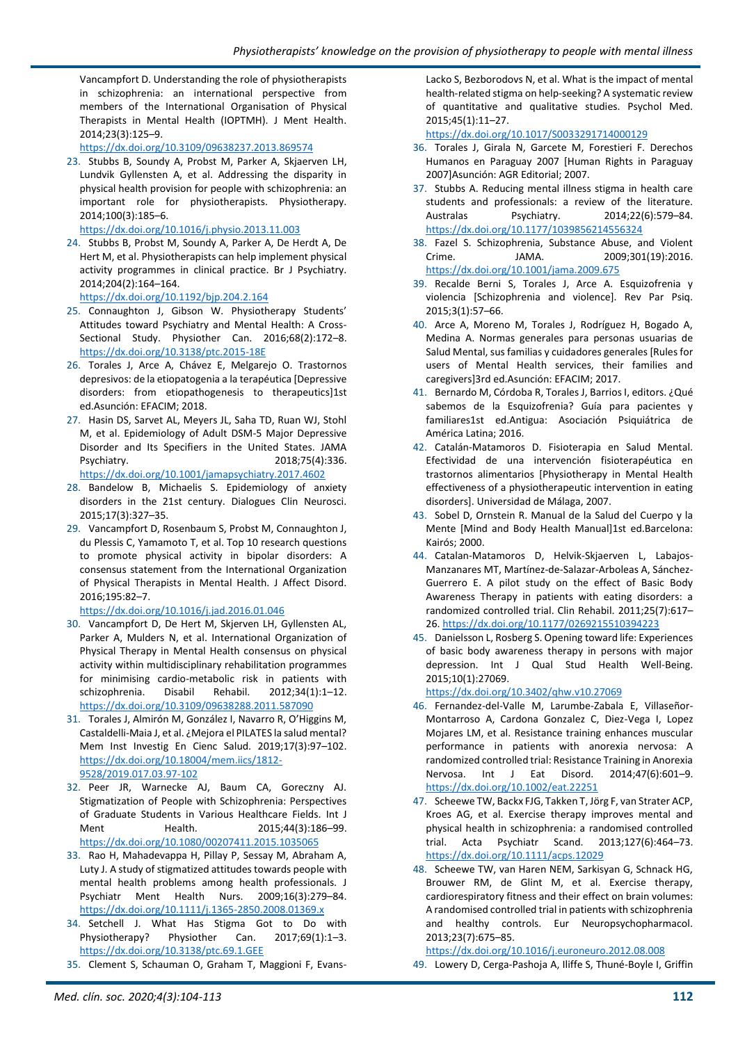Vancampfort D. Understanding the role of physiotherapists in schizophrenia: an international perspective from members of the International Organisation of Physical Therapists in Mental Health (IOPTMH). J Ment Health. 2014;23(3):125–9. https://dx.doi.org/10.3109/09638237.2013.869574

23. Stubbs B, Soundy A, Probst M, Parker A, Skjaerven LH, Lundvik Gyllensten A, et al. Addressing the disparity in physical health provision for people with schizophrenia: an important role for physiotherapists. Physiotherapy. 2014;100(3):185–6. https://dx.doi.org/10.1016/j.physio.2013.11.003
24. Stubbs B, Probst M, Soundy A, Parker A, De Herdt A, De Hert M, et al. Physiotherapists can help implement physical activity programmes in clinical practice. Br J Psychiatry. 2014;204(2):164–164. https://dx.doi.org/10.1192/bjp.204.2.164
25. Connaughton J, Gibson W. Physiotherapy Students' Attitudes toward Psychiatry and Mental Health: A Cross-Sectional Study. Physiother Can. 2016;68(2):172–8. https://dx.doi.org/10.3138/ptc.2015-18E
26. Torales J, Arce A, Chávez E, Melgarejo O. Trastornos depresivos: de la etiopatogenia a la terapéutica [Depressive disorders: from etiopathogenesis to therapeutics]1st ed.Asunción: EFACIM; 2018.
27. Hasin DS, Sarvet AL, Meyers JL, Saha TD, Ruan WJ, Stohl M, et al. Epidemiology of Adult DSM-5 Major Depressive Disorder and Its Specifiers in the United States. JAMA Psychiatry. 2018;75(4):336. https://dx.doi.org/10.1001/jamapsychiatry.2017.4602
28. Bandelow B, Michaelis S. Epidemiology of anxiety disorders in the 21st century. Dialogues Clin Neurosci. 2015;17(3):327–35.
29. Vancampfort D, Rosenbaum S, Probst M, Connaughton J, du Plessis C, Yamamoto T, et al. Top 10 research questions to promote physical activity in bipolar disorders: A consensus statement from the International Organization of Physical Therapists in Mental Health. J Affect Disord. 2016;195:82–7. https://dx.doi.org/10.1016/j.jad.2016.01.046
30. Vancampfort D, De Hert M, Skjerven LH, Gyllensten AL, Parker A, Mulders N, et al. International Organization of Physical Therapy in Mental Health consensus on physical activity within multidisciplinary rehabilitation programmes for minimising cardio-metabolic risk in patients with schizophrenia. Disabil Rehabil. 2012;34(1):1–12. https://dx.doi.org/10.3109/09638288.2011.587090
31. Torales J, Almirón M, González I, Navarro R, O'Higgins M, Castaldelli-Maia J, et al. ¿Mejora el PILATES la salud mental? Mem Inst Investig En Cienc Salud. 2019;17(3):97–102. https://dx.doi.org/10.18004/mem.iics/1812-9528/2019.017.03.97-102
32. Peer JR, Warnecke AJ, Baum CA, Goreczny AJ. Stigmatization of People with Schizophrenia: Perspectives of Graduate Students in Various Healthcare Fields. Int J Ment Health. 2015;44(3):186–99. https://dx.doi.org/10.1080/00207411.2015.1035065
33. Rao H, Mahadevappa H, Pillay P, Sessay M, Abraham A, Luty J. A study of stigmatized attitudes towards people with mental health problems among health professionals. J Psychiatr Ment Health Nurs. 2009;16(3):279–84. https://dx.doi.org/10.1111/j.1365-2850.2008.01369.x
34. Setchell J. What Has Stigma Got to Do with Physiotherapy? Physiother Can. 2017;69(1):1–3. https://dx.doi.org/10.3138/ptc.69.1.GEE
35. Clement S, Schauman O, Graham T, Maggioni F, Evans-Lacko S, Bezborodovs N, et al. What is the impact of mental health-related stigma on help-seeking? A systematic review of quantitative and qualitative studies. Psychol Med. 2015;45(1):11–27. https://dx.doi.org/10.1017/S0033291714000129
36. Torales J, Girala N, Garcete M, Forestieri F. Derechos Humanos en Paraguay 2007 [Human Rights in Paraguay 2007]Asunción: AGR Editorial; 2007.
37. Stubbs A. Reducing mental illness stigma in health care students and professionals: a review of the literature. Australas Psychiatry. 2014;22(6):579–84. https://dx.doi.org/10.1177/1039856214556324
38. Fazel S. Schizophrenia, Substance Abuse, and Violent Crime. JAMA. 2009;301(19):2016. https://dx.doi.org/10.1001/jama.2009.675
39. Recalde Berni S, Torales J, Arce A. Esquizofrenia y violencia [Schizophrenia and violence]. Rev Par Psiq. 2015;3(1):57–66.
40. Arce A, Moreno M, Torales J, Rodríguez H, Bogado A, Medina A. Normas generales para personas usuarias de Salud Mental, sus familias y cuidadores generales [Rules for users of Mental Health services, their families and caregivers]3rd ed.Asunción: EFACIM; 2017.
41. Bernardo M, Córdoba R, Torales J, Barrios I, editors. ¿Qué sabemos de la Esquizofrenia? Guía para pacientes y familiares1st ed.Antigua: Asociación Psiquiátrica de América Latina; 2016.
42. Catalán-Matamoros D. Fisioterapia en Salud Mental. Efectividad de una intervención fisioterapéutica en trastornos alimentarios [Physiotherapy in Mental Health effectiveness of a physiotherapeutic intervention in eating disorders]. Universidad de Málaga, 2007.
43. Sobel D, Ornstein R. Manual de la Salud del Cuerpo y la Mente [Mind and Body Health Manual]1st ed.Barcelona: Kairós; 2000.
44. Catalan-Matamoros D, Helvik-Skjaerven L, Labajos-Manzanares MT, Martínez-de-Salazar-Arboleas A, Sánchez-Guerrero E. A pilot study on the effect of Basic Body Awareness Therapy in patients with eating disorders: a randomized controlled trial. Clin Rehabil. 2011;25(7):617–26. https://dx.doi.org/10.1177/0269215510394223
45. Danielsson L, Rosberg S. Opening toward life: Experiences of basic body awareness therapy in persons with major depression. Int J Qual Stud Health Well-Being. 2015;10(1):27069. https://dx.doi.org/10.3402/qhw.v10.27069
46. Fernandez-del-Valle M, Larumbe-Zabala E, Villaseñor-Montarroso A, Cardona Gonzalez C, Diez-Vega I, Lopez Mojares LM, et al. Resistance training enhances muscular performance in patients with anorexia nervosa: A randomized controlled trial: Resistance Training in Anorexia Nervosa. Int J Eat Disord. 2014;47(6):601–9. https://dx.doi.org/10.1002/eat.22251
47. Scheewe TW, Backx FJG, Takken T, Jörg F, van Strater ACP, Kroes AG, et al. Exercise therapy improves mental and physical health in schizophrenia: a randomised controlled trial. Acta Psychiatr Scand. 2013;127(6):464–73. https://dx.doi.org/10.1111/acps.12029
48. Scheewe TW, van Haren NEM, Sarkisyan G, Schnack HG, Brouwer RM, de Glint M, et al. Exercise therapy, cardiorespiratory fitness and their effect on brain volumes: A randomised controlled trial in patients with schizophrenia and healthy controls. Eur Neuropsychopharmacol. 2013;23(7):675–85. https://dx.doi.org/10.1016/j.euroneuro.2012.08.008
49. Lowery D, Cerga-Pashoja A, Iliffe S, Thuné-Boyle I, Griffin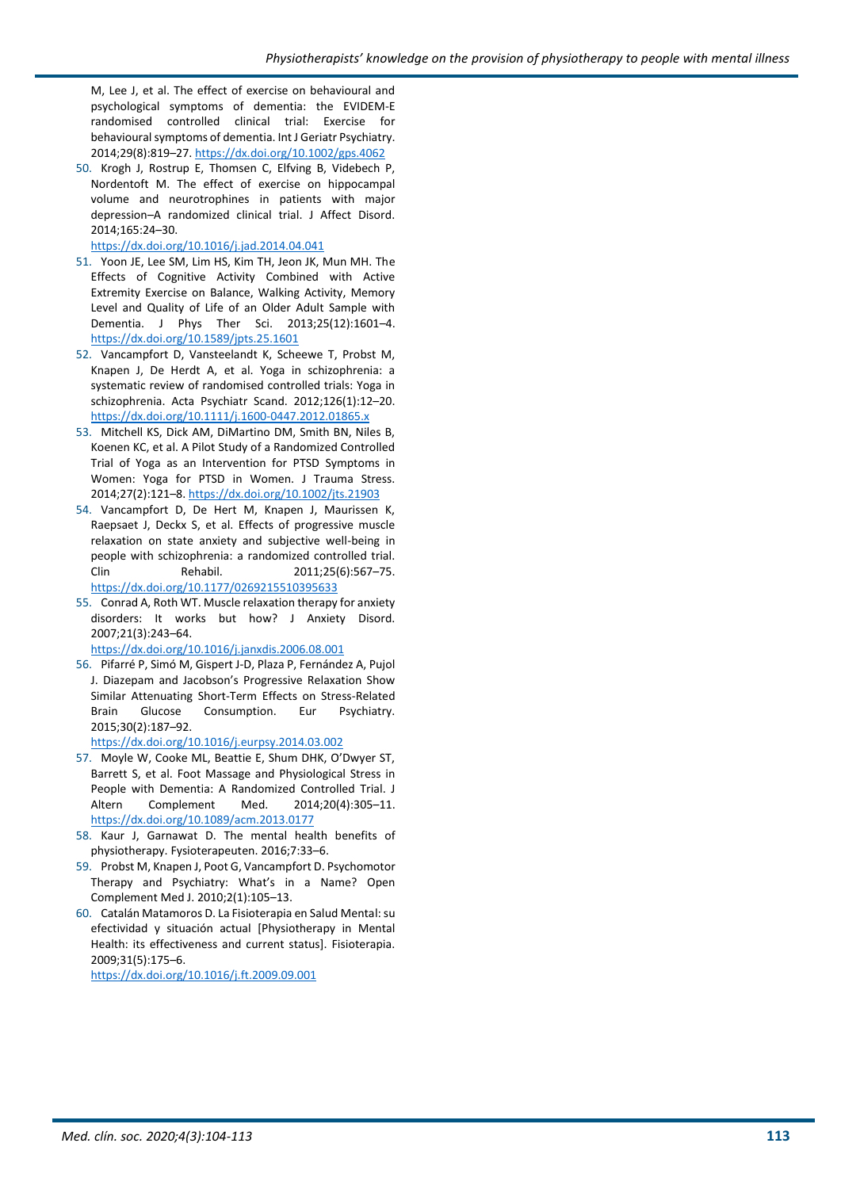M, Lee J, et al. The effect of exercise on behavioural and psychological symptoms of dementia: the EVIDEM-E randomised controlled clinical trial: Exercise for behavioural symptoms of dementia. Int J Geriatr Psychiatry. 2014;29(8):819–27. https://dx.doi.org/10.1002/gps.4062

50. Krogh J, Rostrup E, Thomsen C, Elfving B, Videbech P, Nordentoft M. The effect of exercise on hippocampal volume and neurotrophines in patients with major depression–A randomized clinical trial. J Affect Disord. 2014;165:24–30. https://dx.doi.org/10.1016/j.jad.2014.04.041
51. Yoon JE, Lee SM, Lim HS, Kim TH, Jeon JK, Mun MH. The Effects of Cognitive Activity Combined with Active Extremity Exercise on Balance, Walking Activity, Memory Level and Quality of Life of an Older Adult Sample with Dementia. J Phys Ther Sci. 2013;25(12):1601–4. https://dx.doi.org/10.1589/jpts.25.1601
52. Vancampfort D, Vansteelandt K, Scheewe T, Probst M, Knapen J, De Herdt A, et al. Yoga in schizophrenia: a systematic review of randomised controlled trials: Yoga in schizophrenia. Acta Psychiatr Scand. 2012;126(1):12–20. https://dx.doi.org/10.1111/j.1600-0447.2012.01865.x
53. Mitchell KS, Dick AM, DiMartino DM, Smith BN, Niles B, Koenen KC, et al. A Pilot Study of a Randomized Controlled Trial of Yoga as an Intervention for PTSD Symptoms in Women: Yoga for PTSD in Women. J Trauma Stress. 2014;27(2):121–8. https://dx.doi.org/10.1002/jts.21903
54. Vancampfort D, De Hert M, Knapen J, Maurissen K, Raepsaet J, Deckx S, et al. Effects of progressive muscle relaxation on state anxiety and subjective well-being in people with schizophrenia: a randomized controlled trial. Clin Rehabil. 2011;25(6):567–75. https://dx.doi.org/10.1177/0269215510395633
55. Conrad A, Roth WT. Muscle relaxation therapy for anxiety disorders: It works but how? J Anxiety Disord. 2007;21(3):243–64. https://dx.doi.org/10.1016/j.janxdis.2006.08.001
56. Pifarré P, Simó M, Gispert J-D, Plaza P, Fernández A, Pujol J. Diazepam and Jacobson's Progressive Relaxation Show Similar Attenuating Short-Term Effects on Stress-Related Brain Glucose Consumption. Eur Psychiatry. 2015;30(2):187–92. https://dx.doi.org/10.1016/j.eurpsy.2014.03.002
57. Moyle W, Cooke ML, Beattie E, Shum DHK, O'Dwyer ST, Barrett S, et al. Foot Massage and Physiological Stress in People with Dementia: A Randomized Controlled Trial. J Altern Complement Med. 2014;20(4):305–11. https://dx.doi.org/10.1089/acm.2013.0177
58. Kaur J, Garnawat D. The mental health benefits of physiotherapy. Fysioterapeuten. 2016;7:33–6.
59. Probst M, Knapen J, Poot G, Vancampfort D. Psychomotor Therapy and Psychiatry: What's in a Name? Open Complement Med J. 2010;2(1):105–13.
60. Catalán Matamoros D. La Fisioterapia en Salud Mental: su efectividad y situación actual [Physiotherapy in Mental Health: its effectiveness and current status]. Fisioterapia. 2009;31(5):175–6. https://dx.doi.org/10.1016/j.ft.2009.09.001